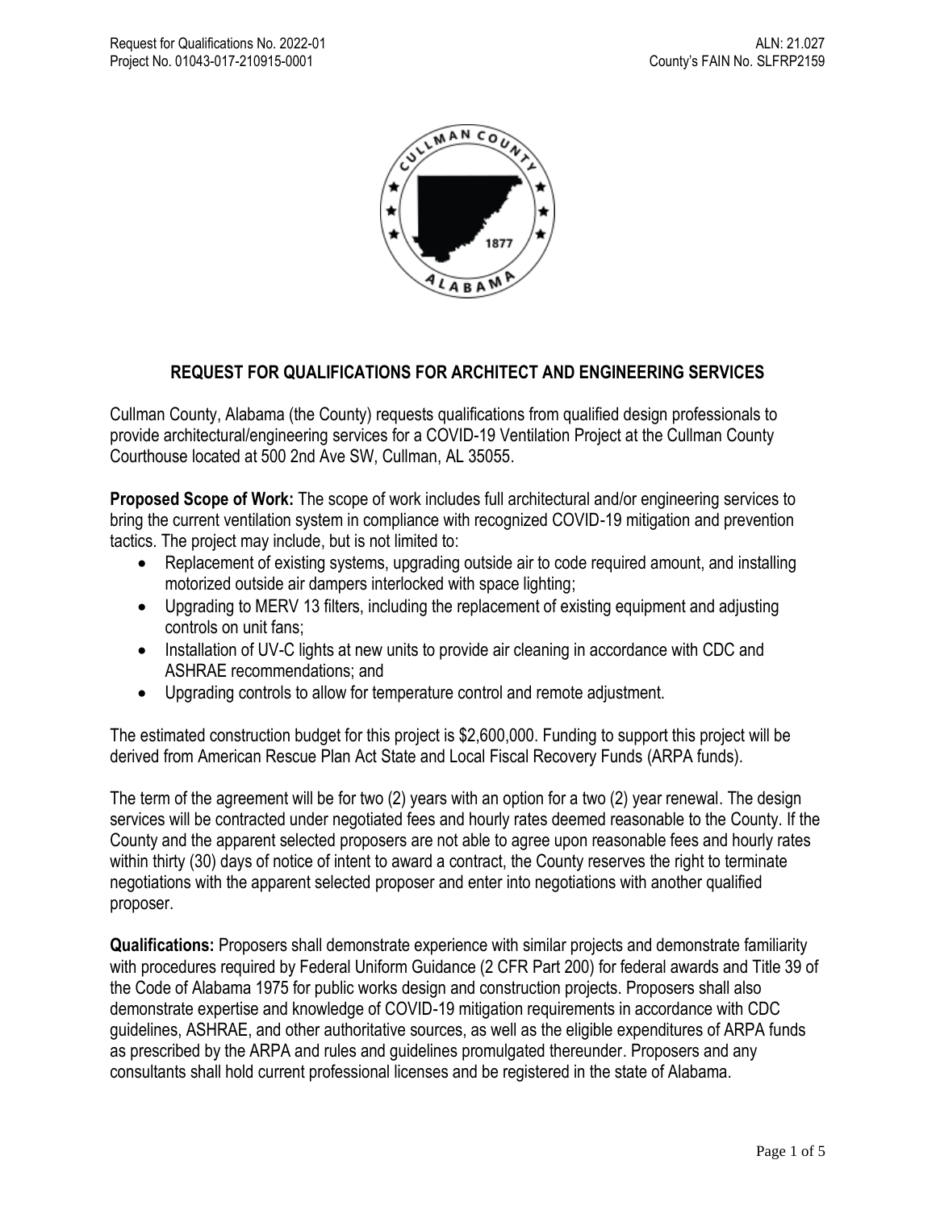## REQUEST FOR QUALIFICATIONS FOR ARCHITECT AND ENGINEERING SERVICES

Cullman County, Alabama (the County) requests qualifications from qualified design professionals to provide architectural/engineering services for a COVID-19 Ventilation Project at the Cullman County Courthouse located at 500 2nd Ave SW, Cullman, AL 35055.

**Proposed Scope of Work:** The scope of work includes full architectural and/or engineering services to bring the current ventilation system in compliance with recognized COVID-19 mitigation and prevention tactics. The project may include, but is not limited to:

- Replacement of existing systems, upgrading outside air to code required amount, and installing motorized outside air dampers interlocked with space lighting;
- Upgrading to MERV 13 filters, including the replacement of existing equipment and adjusting controls on unit fans;
- Installation of UV-C lights at new units to provide air cleaning in accordance with CDC and ASHRAE recommendations; and
- Upgrading controls to allow for temperature control and remote adjustment.

The estimated construction budget for this project is $2,600,000. Funding to support this project will be derived from American Rescue Plan Act State and Local Fiscal Recovery Funds (ARPA funds).

The term of the agreement will be for two (2) years with an option for a two (2) year renewal. The design services will be contracted under negotiated fees and hourly rates deemed reasonable to the County. If the County and the apparent selected proposers are not able to agree upon reasonable fees and hourly rates within thirty (30) days of notice of intent to award a contract, the County reserves the right to terminate negotiations with the apparent selected proposer and enter into negotiations with another qualified proposer.

**Qualifications:** Proposers shall demonstrate experience with similar projects and demonstrate familiarity with procedures required by Federal Uniform Guidance (2 CFR Part 200) for federal awards and Title 39 of the Code of Alabama 1975 for public works design and construction projects. Proposers shall also demonstrate expertise and knowledge of COVID-19 mitigation requirements in accordance with CDC guidelines, ASHRAE, and other authoritative sources, as well as the eligible expenditures of ARPA funds as prescribed by the ARPA and rules and guidelines promulgated thereunder. Proposers and any consultants shall hold current professional licenses and be registered in the state of Alabama.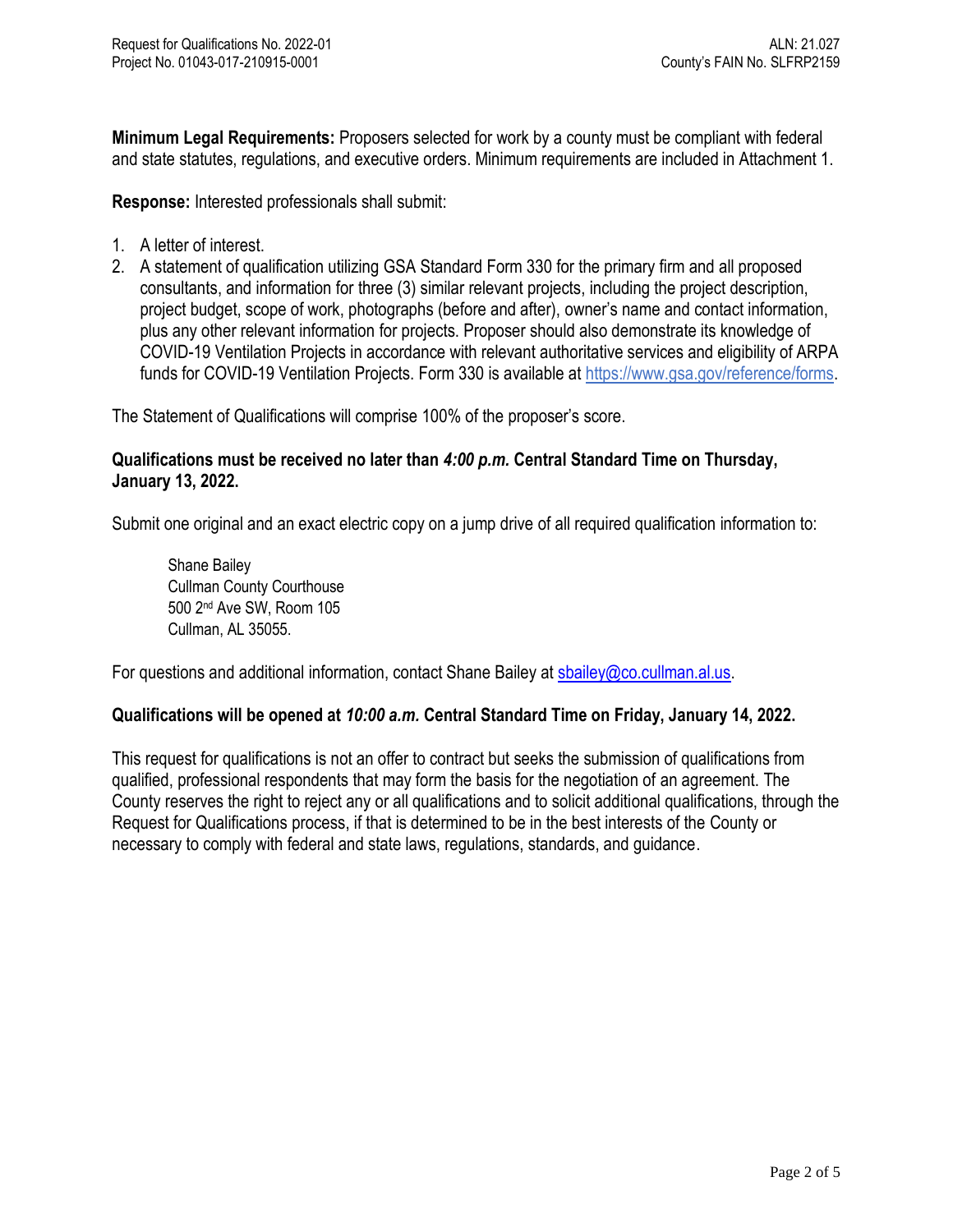**Minimum Legal Requirements:** Proposers selected for work by a county must be compliant with federal and state statutes, regulations, and executive orders. Minimum requirements are included in Attachment 1.

**Response:** Interested professionals shall submit:

1. A letter of interest.
2. A statement of qualification utilizing GSA Standard Form 330 for the primary firm and all proposed consultants, and information for three (3) similar relevant projects, including the project description, project budget, scope of work, photographs (before and after), owner's name and contact information, plus any other relevant information for projects. Proposer should also demonstrate its knowledge of COVID-19 Ventilation Projects in accordance with relevant authoritative services and eligibility of ARPA funds for COVID-19 Ventilation Projects. Form 330 is available at https://www.gsa.gov/reference/forms.

The Statement of Qualifications will comprise 100% of the proposer's score.

**Qualifications must be received no later than *4:00 p.m.* Central Standard Time on Thursday, January 13, 2022.**

Submit one original and an exact electric copy on a jump drive of all required qualification information to:

Shane Bailey
Cullman County Courthouse
500 2nd Ave SW, Room 105
Cullman, AL 35055.

For questions and additional information, contact Shane Bailey at sbailey@co.cullman.al.us.

**Qualifications will be opened at *10:00 a.m.* Central Standard Time on Friday, January 14, 2022.**

This request for qualifications is not an offer to contract but seeks the submission of qualifications from qualified, professional respondents that may form the basis for the negotiation of an agreement. The County reserves the right to reject any or all qualifications and to solicit additional qualifications, through the Request for Qualifications process, if that is determined to be in the best interests of the County or necessary to comply with federal and state laws, regulations, standards, and guidance.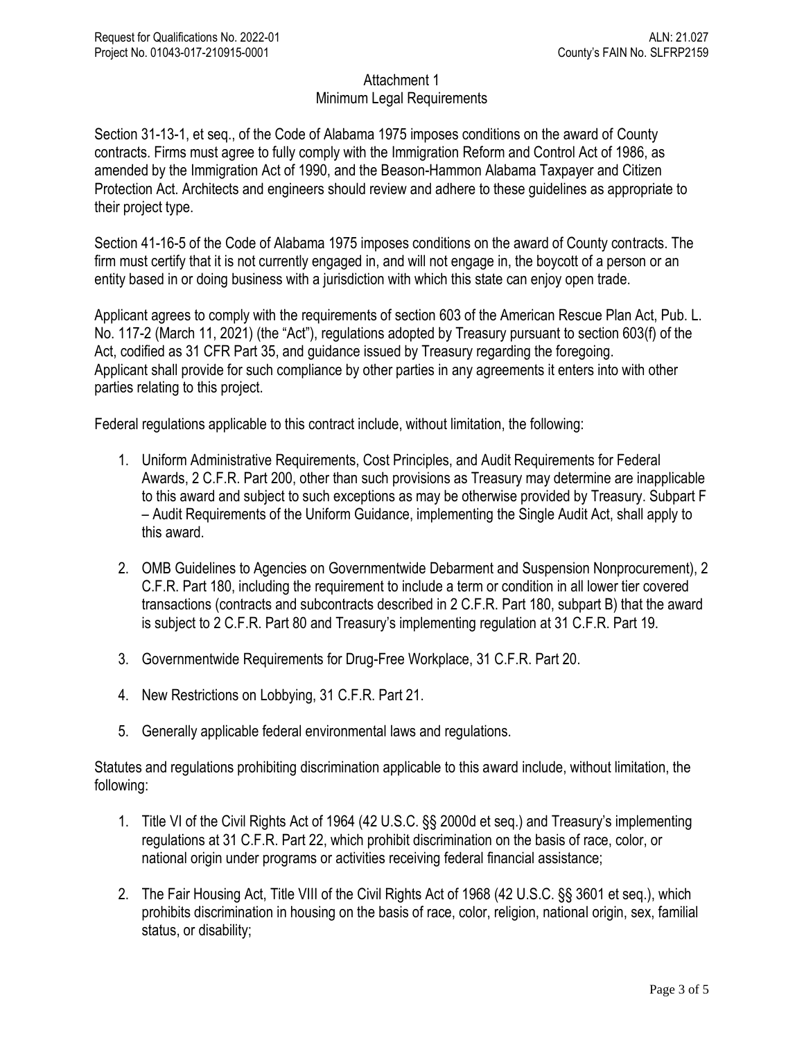## Attachment 1
## Minimum Legal Requirements

Section 31-13-1, et seq., of the Code of Alabama 1975 imposes conditions on the award of County contracts. Firms must agree to fully comply with the Immigration Reform and Control Act of 1986, as amended by the Immigration Act of 1990, and the Beason-Hammon Alabama Taxpayer and Citizen Protection Act. Architects and engineers should review and adhere to these guidelines as appropriate to their project type.

Section 41-16-5 of the Code of Alabama 1975 imposes conditions on the award of County contracts. The firm must certify that it is not currently engaged in, and will not engage in, the boycott of a person or an entity based in or doing business with a jurisdiction with which this state can enjoy open trade.

Applicant agrees to comply with the requirements of section 603 of the American Rescue Plan Act, Pub. L. No. 117-2 (March 11, 2021) (the "Act"), regulations adopted by Treasury pursuant to section 603(f) of the Act, codified as 31 CFR Part 35, and guidance issued by Treasury regarding the foregoing. Applicant shall provide for such compliance by other parties in any agreements it enters into with other parties relating to this project.

Federal regulations applicable to this contract include, without limitation, the following:

1. Uniform Administrative Requirements, Cost Principles, and Audit Requirements for Federal Awards, 2 C.F.R. Part 200, other than such provisions as Treasury may determine are inapplicable to this award and subject to such exceptions as may be otherwise provided by Treasury. Subpart F – Audit Requirements of the Uniform Guidance, implementing the Single Audit Act, shall apply to this award.

2. OMB Guidelines to Agencies on Governmentwide Debarment and Suspension Nonprocurement), 2 C.F.R. Part 180, including the requirement to include a term or condition in all lower tier covered transactions (contracts and subcontracts described in 2 C.F.R. Part 180, subpart B) that the award is subject to 2 C.F.R. Part 80 and Treasury's implementing regulation at 31 C.F.R. Part 19.

3. Governmentwide Requirements for Drug-Free Workplace, 31 C.F.R. Part 20.

4. New Restrictions on Lobbying, 31 C.F.R. Part 21.

5. Generally applicable federal environmental laws and regulations.

Statutes and regulations prohibiting discrimination applicable to this award include, without limitation, the following:

1. Title VI of the Civil Rights Act of 1964 (42 U.S.C. §§ 2000d et seq.) and Treasury's implementing regulations at 31 C.F.R. Part 22, which prohibit discrimination on the basis of race, color, or national origin under programs or activities receiving federal financial assistance;

2. The Fair Housing Act, Title VIII of the Civil Rights Act of 1968 (42 U.S.C. §§ 3601 et seq.), which prohibits discrimination in housing on the basis of race, color, religion, national origin, sex, familial status, or disability;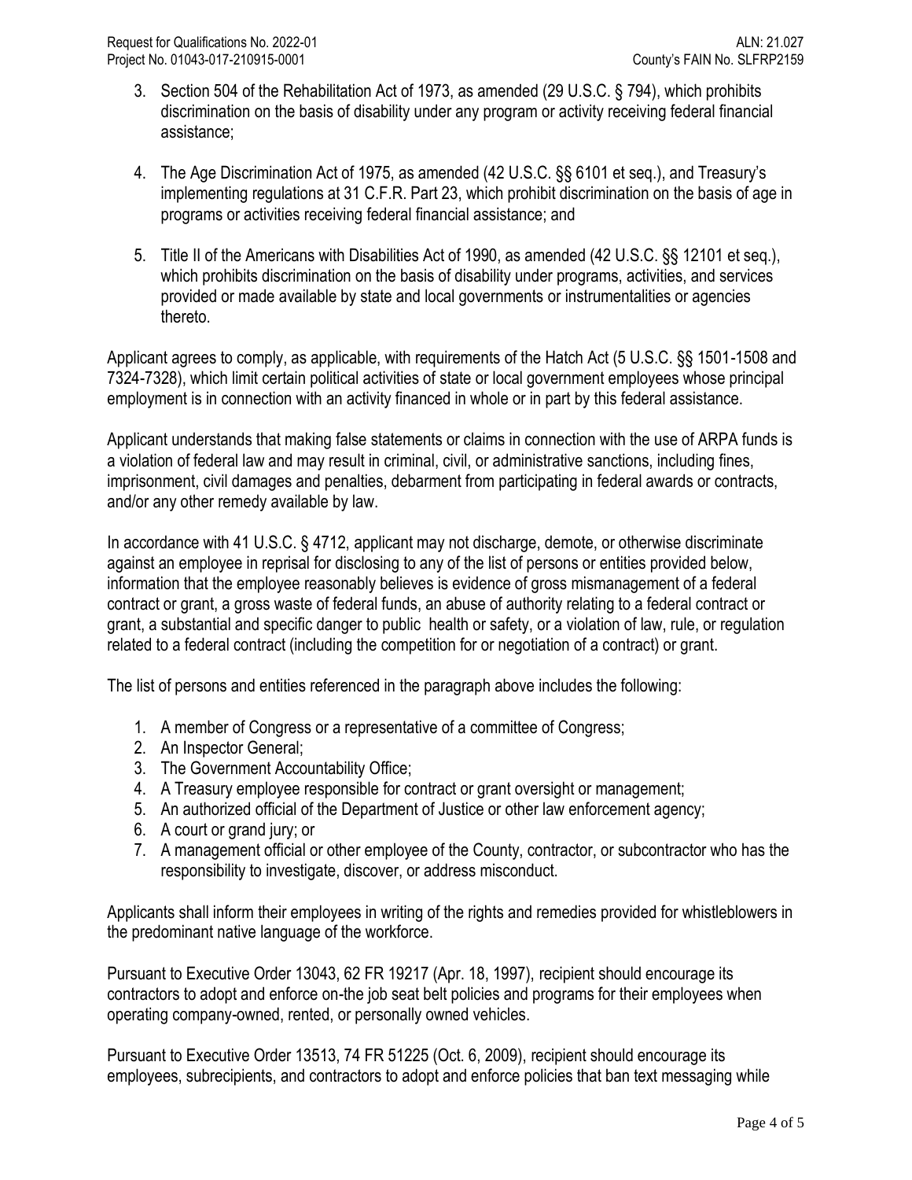3. Section 504 of the Rehabilitation Act of 1973, as amended (29 U.S.C. § 794), which prohibits discrimination on the basis of disability under any program or activity receiving federal financial assistance;

4. The Age Discrimination Act of 1975, as amended (42 U.S.C. §§ 6101 et seq.), and Treasury's implementing regulations at 31 C.F.R. Part 23, which prohibit discrimination on the basis of age in programs or activities receiving federal financial assistance; and

5. Title II of the Americans with Disabilities Act of 1990, as amended (42 U.S.C. §§ 12101 et seq.), which prohibits discrimination on the basis of disability under programs, activities, and services provided or made available by state and local governments or instrumentalities or agencies thereto.

Applicant agrees to comply, as applicable, with requirements of the Hatch Act (5 U.S.C. §§ 1501-1508 and 7324-7328), which limit certain political activities of state or local government employees whose principal employment is in connection with an activity financed in whole or in part by this federal assistance.

Applicant understands that making false statements or claims in connection with the use of ARPA funds is a violation of federal law and may result in criminal, civil, or administrative sanctions, including fines, imprisonment, civil damages and penalties, debarment from participating in federal awards or contracts, and/or any other remedy available by law.

In accordance with 41 U.S.C. § 4712, applicant may not discharge, demote, or otherwise discriminate against an employee in reprisal for disclosing to any of the list of persons or entities provided below, information that the employee reasonably believes is evidence of gross mismanagement of a federal contract or grant, a gross waste of federal funds, an abuse of authority relating to a federal contract or grant, a substantial and specific danger to public health or safety, or a violation of law, rule, or regulation related to a federal contract (including the competition for or negotiation of a contract) or grant.

The list of persons and entities referenced in the paragraph above includes the following:

1. A member of Congress or a representative of a committee of Congress;
2. An Inspector General;
3. The Government Accountability Office;
4. A Treasury employee responsible for contract or grant oversight or management;
5. An authorized official of the Department of Justice or other law enforcement agency;
6. A court or grand jury; or
7. A management official or other employee of the County, contractor, or subcontractor who has the responsibility to investigate, discover, or address misconduct.

Applicants shall inform their employees in writing of the rights and remedies provided for whistleblowers in the predominant native language of the workforce.

Pursuant to Executive Order 13043, 62 FR 19217 (Apr. 18, 1997), recipient should encourage its contractors to adopt and enforce on-the job seat belt policies and programs for their employees when operating company-owned, rented, or personally owned vehicles.

Pursuant to Executive Order 13513, 74 FR 51225 (Oct. 6, 2009), recipient should encourage its employees, subrecipients, and contractors to adopt and enforce policies that ban text messaging while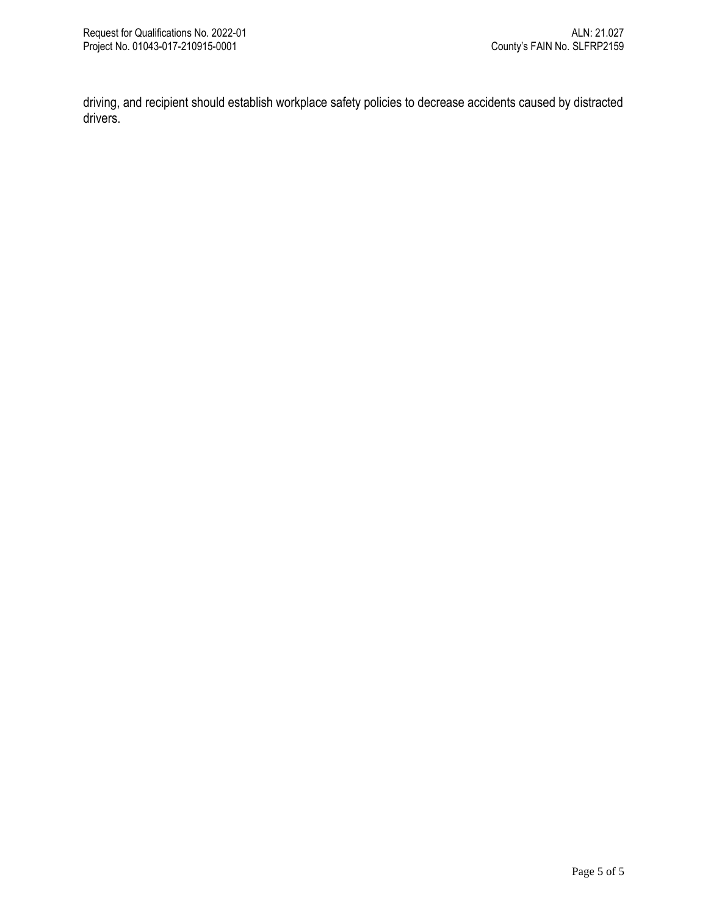driving, and recipient should establish workplace safety policies to decrease accidents caused by distracted drivers.